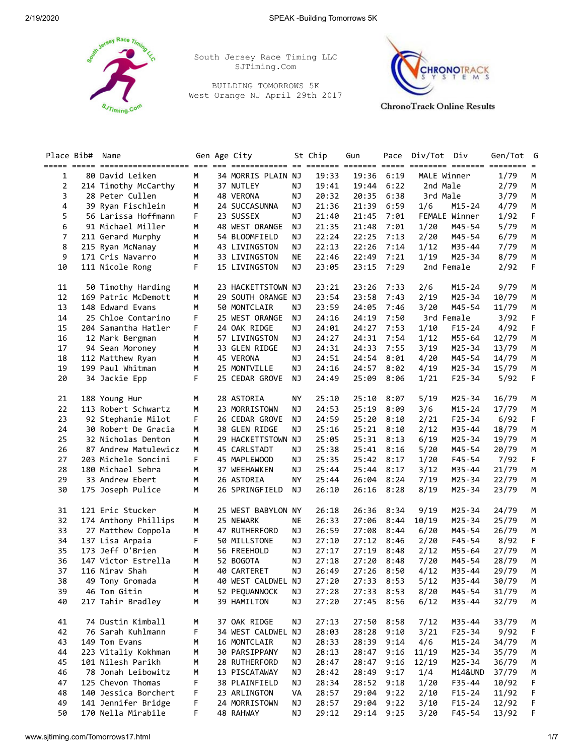South Jersey Race Timing LLC
SJTiming.Com

BUILDING TOMORROWS 5K
West Orange NJ April 29th 2017

ChronoTrack Online Results

| Place | Bib# | Name | Gen | Age | City | St | Chip | Gun | Pace | Div/Tot | Div | Gen/Tot | G |
|---|---|---|---|---|---|---|---|---|---|---|---|---|---|
| 1 | 80 | David Leiken | M | 34 | MORRIS PLAIN | NJ | 19:33 | 19:36 | 6:19 | MALE Winner | | 1/79 | M |
| 2 | 214 | Timothy McCarthy | M | 37 | NUTLEY | NJ | 19:41 | 19:44 | 6:22 | 2nd Male | | 2/79 | M |
| 3 | 28 | Peter Cullen | M | 48 | VERONA | NJ | 20:32 | 20:35 | 6:38 | 3rd Male | | 3/79 | M |
| 4 | 39 | Ryan Fischlein | M | 24 | SUCCASUNNA | NJ | 21:36 | 21:39 | 6:59 | 1/6 | M15-24 | 4/79 | M |
| 5 | 56 | Larissa Hoffmann | F | 23 | SUSSEX | NJ | 21:40 | 21:45 | 7:01 | FEMALE Winner | | 1/92 | F |
| 6 | 91 | Michael Miller | M | 48 | WEST ORANGE | NJ | 21:35 | 21:48 | 7:01 | 1/20 | M45-54 | 5/79 | M |
| 7 | 211 | Gerard Murphy | M | 54 | BLOOMFIELD | NJ | 22:24 | 22:25 | 7:13 | 2/20 | M45-54 | 6/79 | M |
| 8 | 215 | Ryan McNanay | M | 43 | LIVINGSTON | NJ | 22:13 | 22:26 | 7:14 | 1/12 | M35-44 | 7/79 | M |
| 9 | 171 | Cris Navarro | M | 33 | LIVINGSTON | NE | 22:46 | 22:49 | 7:21 | 1/19 | M25-34 | 8/79 | M |
| 10 | 111 | Nicole Rong | F | 15 | LIVINGSTON | NJ | 23:05 | 23:15 | 7:29 | 2nd Female | | 2/92 | F |
| 11 | 50 | Timothy Harding | M | 23 | HACKETTSTOWN | NJ | 23:21 | 23:26 | 7:33 | 2/6 | M15-24 | 9/79 | M |
| 12 | 169 | Patric McDemott | M | 29 | SOUTH ORANGE | NJ | 23:54 | 23:58 | 7:43 | 2/19 | M25-34 | 10/79 | M |
| 13 | 148 | Edward Evans | M | 50 | MONTCLAIR | NJ | 23:59 | 24:05 | 7:46 | 3/20 | M45-54 | 11/79 | M |
| 14 | 25 | Chloe Contarino | F | 25 | WEST ORANGE | NJ | 24:16 | 24:19 | 7:50 | 3rd Female | | 3/92 | F |
| 15 | 204 | Samantha Hatler | F | 24 | OAK RIDGE | NJ | 24:01 | 24:27 | 7:53 | 1/10 | F15-24 | 4/92 | F |
| 16 | 12 | Mark Bergman | M | 57 | LIVINGSTON | NJ | 24:27 | 24:31 | 7:54 | 1/12 | M55-64 | 12/79 | M |
| 17 | 94 | Sean Moroney | M | 33 | GLEN RIDGE | NJ | 24:31 | 24:33 | 7:55 | 3/19 | M25-34 | 13/79 | M |
| 18 | 112 | Matthew Ryan | M | 45 | VERONA | NJ | 24:51 | 24:54 | 8:01 | 4/20 | M45-54 | 14/79 | M |
| 19 | 199 | Paul Whitman | M | 25 | MONTVILLE | NJ | 24:16 | 24:57 | 8:02 | 4/19 | M25-34 | 15/79 | M |
| 20 | 34 | Jackie Epp | F | 25 | CEDAR GROVE | NJ | 24:49 | 25:09 | 8:06 | 1/21 | F25-34 | 5/92 | F |
| 21 | 188 | Young Hur | M | 28 | ASTORIA | NY | 25:10 | 25:10 | 8:07 | 5/19 | M25-34 | 16/79 | M |
| 22 | 113 | Robert Schwartz | M | 23 | MORRISTOWN | NJ | 24:53 | 25:19 | 8:09 | 3/6 | M15-24 | 17/79 | M |
| 23 | 92 | Stephanie Milot | F | 26 | CEDAR GROVE | NJ | 24:59 | 25:20 | 8:10 | 2/21 | F25-34 | 6/92 | F |
| 24 | 30 | Robert De Gracia | M | 38 | GLEN RIDGE | NJ | 25:16 | 25:21 | 8:10 | 2/12 | M35-44 | 18/79 | M |
| 25 | 32 | Nicholas Denton | M | 29 | HACKETTSTOWN | NJ | 25:05 | 25:31 | 8:13 | 6/19 | M25-34 | 19/79 | M |
| 26 | 87 | Andrew Matulewicz | M | 45 | CARLSTADT | NJ | 25:38 | 25:41 | 8:16 | 5/20 | M45-54 | 20/79 | M |
| 27 | 203 | Michele Soncini | F | 45 | MAPLEWOOD | NJ | 25:35 | 25:42 | 8:17 | 1/20 | F45-54 | 7/92 | F |
| 28 | 180 | Michael Sebra | M | 37 | WEEHAWKEN | NJ | 25:44 | 25:44 | 8:17 | 3/12 | M35-44 | 21/79 | M |
| 29 | 33 | Andrew Ebert | M | 26 | ASTORIA | NY | 25:44 | 26:04 | 8:24 | 7/19 | M25-34 | 22/79 | M |
| 30 | 175 | Joseph Pulice | M | 26 | SPRINGFIELD | NJ | 26:10 | 26:16 | 8:28 | 8/19 | M25-34 | 23/79 | M |
| 31 | 121 | Eric Stucker | M | 25 | WEST BABYLON | NY | 26:18 | 26:36 | 8:34 | 9/19 | M25-34 | 24/79 | M |
| 32 | 174 | Anthony Phillips | M | 25 | NEWARK | NE | 26:33 | 27:06 | 8:44 | 10/19 | M25-34 | 25/79 | M |
| 33 | 27 | Matthew Coppola | M | 47 | RUTHERFORD | NJ | 26:59 | 27:08 | 8:44 | 6/20 | M45-54 | 26/79 | M |
| 34 | 137 | Lisa Arpaia | F | 50 | MILLSTONE | NJ | 27:10 | 27:12 | 8:46 | 2/20 | F45-54 | 8/92 | F |
| 35 | 173 | Jeff O'Brien | M | 56 | FREEHOLD | NJ | 27:17 | 27:19 | 8:48 | 2/12 | M55-64 | 27/79 | M |
| 36 | 147 | Victor Estrella | M | 52 | BOGOTA | NJ | 27:18 | 27:20 | 8:48 | 7/20 | M45-54 | 28/79 | M |
| 37 | 116 | Nirav Shah | M | 40 | CARTERET | NJ | 26:49 | 27:26 | 8:50 | 4/12 | M35-44 | 29/79 | M |
| 38 | 49 | Tony Gromada | M | 40 | WEST CALDWEL | NJ | 27:20 | 27:33 | 8:53 | 5/12 | M35-44 | 30/79 | M |
| 39 | 46 | Tom Gitin | M | 52 | PEQUANNOCK | NJ | 27:28 | 27:33 | 8:53 | 8/20 | M45-54 | 31/79 | M |
| 40 | 217 | Tahir Bradley | M | 39 | HAMILTON | NJ | 27:20 | 27:45 | 8:56 | 6/12 | M35-44 | 32/79 | M |
| 41 | 74 | Dustin Kimball | M | 37 | OAK RIDGE | NJ | 27:13 | 27:50 | 8:58 | 7/12 | M35-44 | 33/79 | M |
| 42 | 76 | Sarah Kuhlmann | F | 34 | WEST CALDWEL | NJ | 28:03 | 28:28 | 9:10 | 3/21 | F25-34 | 9/92 | F |
| 43 | 149 | Tom Evans | M | 16 | MONTCLAIR | NJ | 28:33 | 28:39 | 9:14 | 4/6 | M15-24 | 34/79 | M |
| 44 | 223 | Vitaliy Kokhman | M | 30 | PARSIPPANY | NJ | 28:13 | 28:47 | 9:16 | 11/19 | M25-34 | 35/79 | M |
| 45 | 101 | Nilesh Parikh | M | 28 | RUTHERFORD | NJ | 28:47 | 28:47 | 9:16 | 12/19 | M25-34 | 36/79 | M |
| 46 | 78 | Jonah Leibowitz | M | 13 | PISCATAWAY | NJ | 28:42 | 28:49 | 9:17 | 1/4 | M14&UND | 37/79 | M |
| 47 | 125 | Chevon Thomas | F | 38 | PLAINFIELD | NJ | 28:34 | 28:52 | 9:18 | 1/20 | F35-44 | 10/92 | F |
| 48 | 140 | Jessica Borchert | F | 23 | ARLINGTON | VA | 28:57 | 29:04 | 9:22 | 2/10 | F15-24 | 11/92 | F |
| 49 | 141 | Jennifer Bridge | F | 24 | MORRISTOWN | NJ | 28:57 | 29:04 | 9:22 | 3/10 | F15-24 | 12/92 | F |
| 50 | 170 | Nella Mirabile | F | 48 | RAHWAY | NJ | 29:12 | 29:14 | 9:25 | 3/20 | F45-54 | 13/92 | F |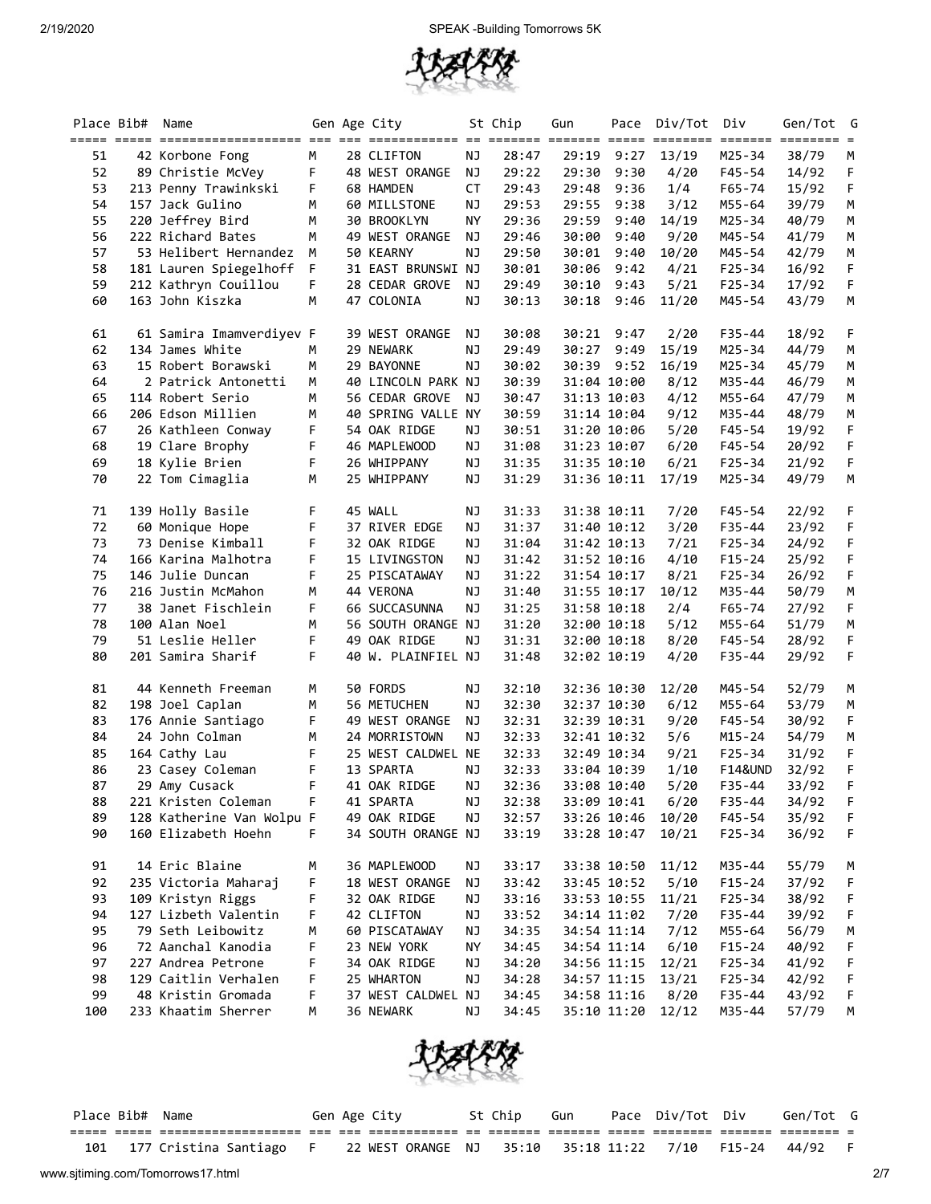| Place | Bib# | Name | Gen | Age | City | St | Chip | Gun | Pace | Div/Tot | Div | Gen/Tot | G |
|---|---|---|---|---|---|---|---|---|---|---|---|---|---|
| 51 | 42 | Korbone Fong | M | 28 | CLIFTON | NJ | 28:47 | 29:19 | 9:27 | 13/19 | M25-34 | 38/79 | M |
| 52 | 89 | Christie McVey | F | 48 | WEST ORANGE | NJ | 29:22 | 29:30 | 9:30 | 4/20 | F45-54 | 14/92 | F |
| 53 | 213 | Penny Trawinkski | F | 68 | HAMDEN | CT | 29:43 | 29:48 | 9:36 | 1/4 | F65-74 | 15/92 | F |
| 54 | 157 | Jack Gulino | M | 60 | MILLSTONE | NJ | 29:53 | 29:55 | 9:38 | 3/12 | M55-64 | 39/79 | M |
| 55 | 220 | Jeffrey Bird | M | 30 | BROOKLYN | NY | 29:36 | 29:59 | 9:40 | 14/19 | M25-34 | 40/79 | M |
| 56 | 222 | Richard Bates | M | 49 | WEST ORANGE | NJ | 29:46 | 30:00 | 9:40 | 9/20 | M45-54 | 41/79 | M |
| 57 | 53 | Helibert Hernandez | M | 50 | KEARNY | NJ | 29:50 | 30:01 | 9:40 | 10/20 | M45-54 | 42/79 | M |
| 58 | 181 | Lauren Spiegelhoff | F | 31 | EAST BRUNSWI | NJ | 30:01 | 30:06 | 9:42 | 4/21 | F25-34 | 16/92 | F |
| 59 | 212 | Kathryn Couillou | F | 28 | CEDAR GROVE | NJ | 29:49 | 30:10 | 9:43 | 5/21 | F25-34 | 17/92 | F |
| 60 | 163 | John Kiszka | M | 47 | COLONIA | NJ | 30:13 | 30:18 | 9:46 | 11/20 | M45-54 | 43/79 | M |
| 61 | 61 | Samira Imamverdiyev | F | 39 | WEST ORANGE | NJ | 30:08 | 30:21 | 9:47 | 2/20 | F35-44 | 18/92 | F |
| 62 | 134 | James White | M | 29 | NEWARK | NJ | 29:49 | 30:27 | 9:49 | 15/19 | M25-34 | 44/79 | M |
| 63 | 15 | Robert Borawski | M | 29 | BAYONNE | NJ | 30:02 | 30:39 | 9:52 | 16/19 | M25-34 | 45/79 | M |
| 64 | 2 | Patrick Antonetti | M | 40 | LINCOLN PARK | NJ | 30:39 | 31:04 | 10:00 | 8/12 | M35-44 | 46/79 | M |
| 65 | 114 | Robert Serio | M | 56 | CEDAR GROVE | NJ | 30:47 | 31:13 | 10:03 | 4/12 | M55-64 | 47/79 | M |
| 66 | 206 | Edson Millien | M | 40 | SPRING VALLE | NY | 30:59 | 31:14 | 10:04 | 9/12 | M35-44 | 48/79 | M |
| 67 | 26 | Kathleen Conway | F | 54 | OAK RIDGE | NJ | 30:51 | 31:20 | 10:06 | 5/20 | F45-54 | 19/92 | F |
| 68 | 19 | Clare Brophy | F | 46 | MAPLEWOOD | NJ | 31:08 | 31:23 | 10:07 | 6/20 | F45-54 | 20/92 | F |
| 69 | 18 | Kylie Brien | F | 26 | WHIPPANY | NJ | 31:35 | 31:35 | 10:10 | 6/21 | F25-34 | 21/92 | F |
| 70 | 22 | Tom Cimaglia | M | 25 | WHIPPANY | NJ | 31:29 | 31:36 | 10:11 | 17/19 | M25-34 | 49/79 | M |
| 71 | 139 | Holly Basile | F | 45 | WALL | NJ | 31:33 | 31:38 | 10:11 | 7/20 | F45-54 | 22/92 | F |
| 72 | 60 | Monique Hope | F | 37 | RIVER EDGE | NJ | 31:37 | 31:40 | 10:12 | 3/20 | F35-44 | 23/92 | F |
| 73 | 73 | Denise Kimball | F | 32 | OAK RIDGE | NJ | 31:04 | 31:42 | 10:13 | 7/21 | F25-34 | 24/92 | F |
| 74 | 166 | Karina Malhotra | F | 15 | LIVINGSTON | NJ | 31:42 | 31:52 | 10:16 | 4/10 | F15-24 | 25/92 | F |
| 75 | 146 | Julie Duncan | F | 25 | PISCATAWAY | NJ | 31:22 | 31:54 | 10:17 | 8/21 | F25-34 | 26/92 | F |
| 76 | 216 | Justin McMahon | M | 44 | VERONA | NJ | 31:40 | 31:55 | 10:17 | 10/12 | M35-44 | 50/79 | M |
| 77 | 38 | Janet Fischlein | F | 66 | SUCCASUNNA | NJ | 31:25 | 31:58 | 10:18 | 2/4 | F65-74 | 27/92 | F |
| 78 | 100 | Alan Noel | M | 56 | SOUTH ORANGE | NJ | 31:20 | 32:00 | 10:18 | 5/12 | M55-64 | 51/79 | M |
| 79 | 51 | Leslie Heller | F | 49 | OAK RIDGE | NJ | 31:31 | 32:00 | 10:18 | 8/20 | F45-54 | 28/92 | F |
| 80 | 201 | Samira Sharif | F | 40 | W. PLAINFIEL | NJ | 31:48 | 32:02 | 10:19 | 4/20 | F35-44 | 29/92 | F |
| 81 | 44 | Kenneth Freeman | M | 50 | FORDS | NJ | 32:10 | 32:36 | 10:30 | 12/20 | M45-54 | 52/79 | M |
| 82 | 198 | Joel Caplan | M | 56 | METUCHEN | NJ | 32:30 | 32:37 | 10:30 | 6/12 | M55-64 | 53/79 | M |
| 83 | 176 | Annie Santiago | F | 49 | WEST ORANGE | NJ | 32:31 | 32:39 | 10:31 | 9/20 | F45-54 | 30/92 | F |
| 84 | 24 | John Colman | M | 24 | MORRISTOWN | NJ | 32:33 | 32:41 | 10:32 | 5/6 | M15-24 | 54/79 | M |
| 85 | 164 | Cathy Lau | F | 25 | WEST CALDWEL | NE | 32:33 | 32:49 | 10:34 | 9/21 | F25-34 | 31/92 | F |
| 86 | 23 | Casey Coleman | F | 13 | SPARTA | NJ | 32:33 | 33:04 | 10:39 | 1/10 | F14&UND | 32/92 | F |
| 87 | 29 | Amy Cusack | F | 41 | OAK RIDGE | NJ | 32:36 | 33:08 | 10:40 | 5/20 | F35-44 | 33/92 | F |
| 88 | 221 | Kristen Coleman | F | 41 | SPARTA | NJ | 32:38 | 33:09 | 10:41 | 6/20 | F35-44 | 34/92 | F |
| 89 | 128 | Katherine Van Wolpu | F | 49 | OAK RIDGE | NJ | 32:57 | 33:26 | 10:46 | 10/20 | F45-54 | 35/92 | F |
| 90 | 160 | Elizabeth Hoehn | F | 34 | SOUTH ORANGE | NJ | 33:19 | 33:28 | 10:47 | 10/21 | F25-34 | 36/92 | F |
| 91 | 14 | Eric Blaine | M | 36 | MAPLEWOOD | NJ | 33:17 | 33:38 | 10:50 | 11/12 | M35-44 | 55/79 | M |
| 92 | 235 | Victoria Maharaj | F | 18 | WEST ORANGE | NJ | 33:42 | 33:45 | 10:52 | 5/10 | F15-24 | 37/92 | F |
| 93 | 109 | Kristyn Riggs | F | 32 | OAK RIDGE | NJ | 33:16 | 33:53 | 10:55 | 11/21 | F25-34 | 38/92 | F |
| 94 | 127 | Lizbeth Valentin | F | 42 | CLIFTON | NJ | 33:52 | 34:14 | 11:02 | 7/20 | F35-44 | 39/92 | F |
| 95 | 79 | Seth Leibowitz | M | 60 | PISCATAWAY | NJ | 34:35 | 34:54 | 11:14 | 7/12 | M55-64 | 56/79 | M |
| 96 | 72 | Aanchal Kanodia | F | 23 | NEW YORK | NY | 34:45 | 34:54 | 11:14 | 6/10 | F15-24 | 40/92 | F |
| 97 | 227 | Andrea Petrone | F | 34 | OAK RIDGE | NJ | 34:20 | 34:56 | 11:15 | 12/21 | F25-34 | 41/92 | F |
| 98 | 129 | Caitlin Verhalen | F | 25 | WHARTON | NJ | 34:28 | 34:57 | 11:15 | 13/21 | F25-34 | 42/92 | F |
| 99 | 48 | Kristin Gromada | F | 37 | WEST CALDWEL | NJ | 34:45 | 34:58 | 11:16 | 8/20 | F35-44 | 43/92 | F |
| 100 | 233 | Khaatim Sherrer | M | 36 | NEWARK | NJ | 34:45 | 35:10 | 11:20 | 12/12 | M35-44 | 57/79 | M |
| 101 | 177 | Cristina Santiago | F | 22 | WEST ORANGE | NJ | 35:10 | 35:18 | 11:22 | 7/10 | F15-24 | 44/92 | F |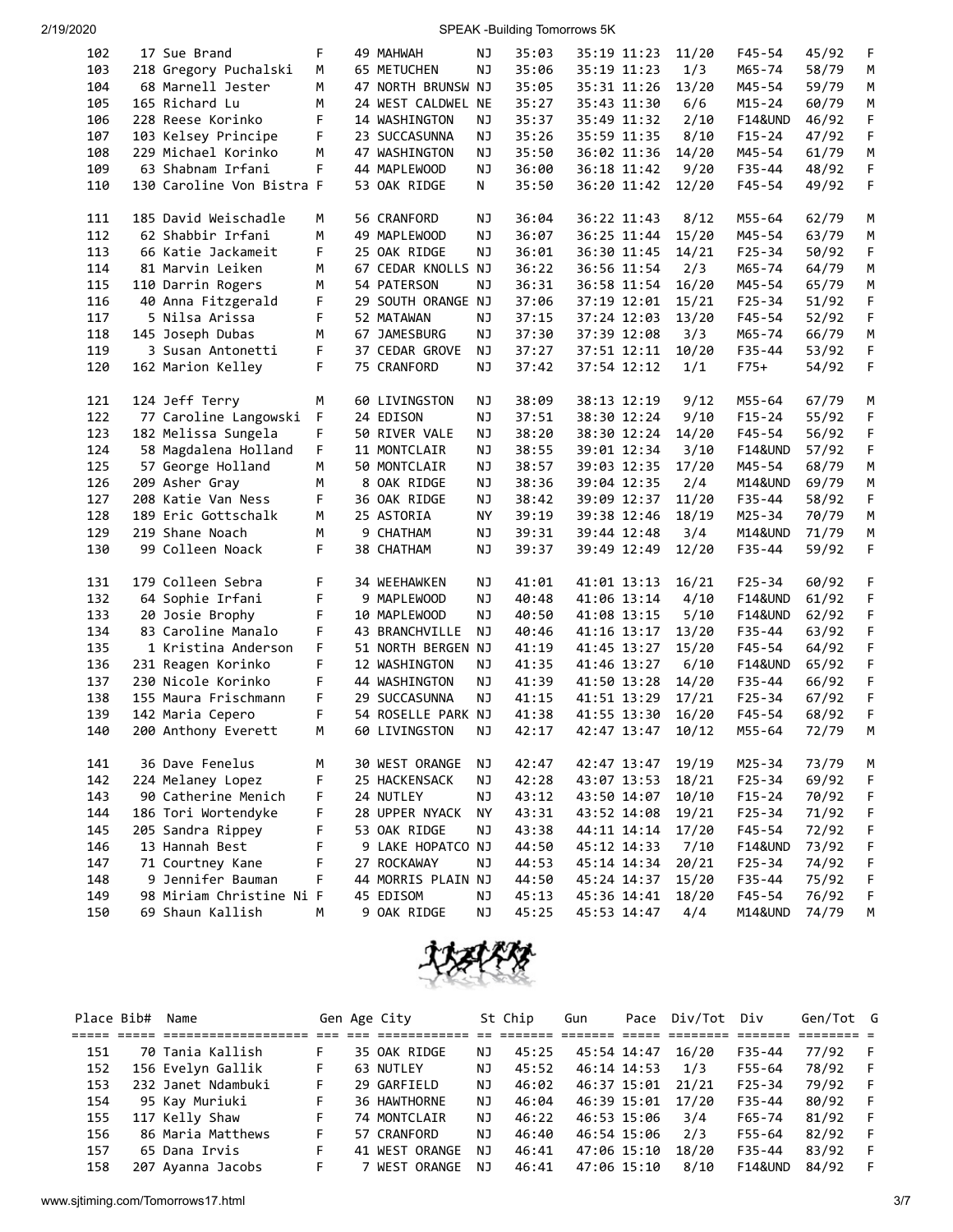| Place | Bib# | Name | Gen | Age | City | St | Chip | Gun | Pace | Div/Tot | Div | Gen/Tot | G |
|---|---|---|---|---|---|---|---|---|---|---|---|---|---|
| 102 | 17 | Sue Brand | F | 49 | MAHWAH | NJ | 35:03 | 35:19 | 11:23 | 11/20 | F45-54 | 45/92 | F |
| 103 | 218 | Gregory Puchalski | M | 65 | METUCHEN | NJ | 35:06 | 35:19 | 11:23 | 1/3 | M65-74 | 58/79 | M |
| 104 | 68 | Marnell Jester | M | 47 | NORTH BRUNSW | NJ | 35:05 | 35:31 | 11:26 | 13/20 | M45-54 | 59/79 | M |
| 105 | 165 | Richard Lu | M | 24 | WEST CALDWEL | NE | 35:27 | 35:43 | 11:30 | 6/6 | M15-24 | 60/79 | M |
| 106 | 228 | Reese Korinko | F | 14 | WASHINGTON | NJ | 35:37 | 35:49 | 11:32 | 2/10 | F14&UND | 46/92 | F |
| 107 | 103 | Kelsey Principe | F | 23 | SUCCASUNNA | NJ | 35:26 | 35:59 | 11:35 | 8/10 | F15-24 | 47/92 | F |
| 108 | 229 | Michael Korinko | M | 47 | WASHINGTON | NJ | 35:50 | 36:02 | 11:36 | 14/20 | M45-54 | 61/79 | M |
| 109 | 63 | Shabnam Irfani | F | 44 | MAPLEWOOD | NJ | 36:00 | 36:18 | 11:42 | 9/20 | F35-44 | 48/92 | F |
| 110 | 130 | Caroline Von Bistra | F | 53 | OAK RIDGE | N | 35:50 | 36:20 | 11:42 | 12/20 | F45-54 | 49/92 | F |
| 111 | 185 | David Weischadle | M | 56 | CRANFORD | NJ | 36:04 | 36:22 | 11:43 | 8/12 | M55-64 | 62/79 | M |
| 112 | 62 | Shabbir Irfani | M | 49 | MAPLEWOOD | NJ | 36:07 | 36:25 | 11:44 | 15/20 | M45-54 | 63/79 | M |
| 113 | 66 | Katie Jackameit | F | 25 | OAK RIDGE | NJ | 36:01 | 36:30 | 11:45 | 14/21 | F25-34 | 50/92 | F |
| 114 | 81 | Marvin Leiken | M | 67 | CEDAR KNOLLS | NJ | 36:22 | 36:56 | 11:54 | 2/3 | M65-74 | 64/79 | M |
| 115 | 110 | Darrin Rogers | M | 54 | PATERSON | NJ | 36:31 | 36:58 | 11:54 | 16/20 | M45-54 | 65/79 | M |
| 116 | 40 | Anna Fitzgerald | F | 29 | SOUTH ORANGE | NJ | 37:06 | 37:19 | 12:01 | 15/21 | F25-34 | 51/92 | F |
| 117 | 5 | Nilsa Arissa | F | 52 | MATAWAN | NJ | 37:15 | 37:24 | 12:03 | 13/20 | F45-54 | 52/92 | F |
| 118 | 145 | Joseph Dubas | M | 67 | JAMESBURG | NJ | 37:30 | 37:39 | 12:08 | 3/3 | M65-74 | 66/79 | M |
| 119 | 3 | Susan Antonetti | F | 37 | CEDAR GROVE | NJ | 37:27 | 37:51 | 12:11 | 10/20 | F35-44 | 53/92 | F |
| 120 | 162 | Marion Kelley | F | 75 | CRANFORD | NJ | 37:42 | 37:54 | 12:12 | 1/1 | F75+ | 54/92 | F |
| 121 | 124 | Jeff Terry | M | 60 | LIVINGSTON | NJ | 38:09 | 38:13 | 12:19 | 9/12 | M55-64 | 67/79 | M |
| 122 | 77 | Caroline Langowski | F | 24 | EDISON | NJ | 37:51 | 38:30 | 12:24 | 9/10 | F15-24 | 55/92 | F |
| 123 | 182 | Melissa Sungela | F | 50 | RIVER VALE | NJ | 38:20 | 38:30 | 12:24 | 14/20 | F45-54 | 56/92 | F |
| 124 | 58 | Magdalena Holland | F | 11 | MONTCLAIR | NJ | 38:55 | 39:01 | 12:34 | 3/10 | F14&UND | 57/92 | F |
| 125 | 57 | George Holland | M | 50 | MONTCLAIR | NJ | 38:57 | 39:03 | 12:35 | 17/20 | M45-54 | 68/79 | M |
| 126 | 209 | Asher Gray | M | 8 | OAK RIDGE | NJ | 38:36 | 39:04 | 12:35 | 2/4 | M14&UND | 69/79 | M |
| 127 | 208 | Katie Van Ness | F | 36 | OAK RIDGE | NJ | 38:42 | 39:09 | 12:37 | 11/20 | F35-44 | 58/92 | F |
| 128 | 189 | Eric Gottschalk | M | 25 | ASTORIA | NY | 39:19 | 39:38 | 12:46 | 18/19 | M25-34 | 70/79 | M |
| 129 | 219 | Shane Noach | M | 9 | CHATHAM | NJ | 39:31 | 39:44 | 12:48 | 3/4 | M14&UND | 71/79 | M |
| 130 | 99 | Colleen Noack | F | 38 | CHATHAM | NJ | 39:37 | 39:49 | 12:49 | 12/20 | F35-44 | 59/92 | F |
| 131 | 179 | Colleen Sebra | F | 34 | WEEHAWKEN | NJ | 41:01 | 41:01 | 13:13 | 16/21 | F25-34 | 60/92 | F |
| 132 | 64 | Sophie Irfani | F | 9 | MAPLEWOOD | NJ | 40:48 | 41:06 | 13:14 | 4/10 | F14&UND | 61/92 | F |
| 133 | 20 | Josie Brophy | F | 10 | MAPLEWOOD | NJ | 40:50 | 41:08 | 13:15 | 5/10 | F14&UND | 62/92 | F |
| 134 | 83 | Caroline Manalo | F | 43 | BRANCHVILLE | NJ | 40:46 | 41:16 | 13:17 | 13/20 | F35-44 | 63/92 | F |
| 135 | 1 | Kristina Anderson | F | 51 | NORTH BERGEN | NJ | 41:19 | 41:45 | 13:27 | 15/20 | F45-54 | 64/92 | F |
| 136 | 231 | Reagen Korinko | F | 12 | WASHINGTON | NJ | 41:35 | 41:46 | 13:27 | 6/10 | F14&UND | 65/92 | F |
| 137 | 230 | Nicole Korinko | F | 44 | WASHINGTON | NJ | 41:39 | 41:50 | 13:28 | 14/20 | F35-44 | 66/92 | F |
| 138 | 155 | Maura Frischmann | F | 29 | SUCCASUNNA | NJ | 41:15 | 41:51 | 13:29 | 17/21 | F25-34 | 67/92 | F |
| 139 | 142 | Maria Cepero | F | 54 | ROSELLE PARK | NJ | 41:38 | 41:55 | 13:30 | 16/20 | F45-54 | 68/92 | F |
| 140 | 200 | Anthony Everett | M | 60 | LIVINGSTON | NJ | 42:17 | 42:47 | 13:47 | 10/12 | M55-64 | 72/79 | M |
| 141 | 36 | Dave Fenelus | M | 30 | WEST ORANGE | NJ | 42:47 | 42:47 | 13:47 | 19/19 | M25-34 | 73/79 | M |
| 142 | 224 | Melaney Lopez | F | 25 | HACKENSACK | NJ | 42:28 | 43:07 | 13:53 | 18/21 | F25-34 | 69/92 | F |
| 143 | 90 | Catherine Menich | F | 24 | NUTLEY | NJ | 43:12 | 43:50 | 14:07 | 10/10 | F15-24 | 70/92 | F |
| 144 | 186 | Tori Wortendyke | F | 28 | UPPER NYACK | NY | 43:31 | 43:52 | 14:08 | 19/21 | F25-34 | 71/92 | F |
| 145 | 205 | Sandra Rippey | F | 53 | OAK RIDGE | NJ | 43:38 | 44:11 | 14:14 | 17/20 | F45-54 | 72/92 | F |
| 146 | 13 | Hannah Best | F | 9 | LAKE HOPATCO | NJ | 44:50 | 45:12 | 14:33 | 7/10 | F14&UND | 73/92 | F |
| 147 | 71 | Courtney Kane | F | 27 | ROCKAWAY | NJ | 44:53 | 45:14 | 14:34 | 20/21 | F25-34 | 74/92 | F |
| 148 | 9 | Jennifer Bauman | F | 44 | MORRIS PLAIN | NJ | 44:50 | 45:24 | 14:37 | 15/20 | F35-44 | 75/92 | F |
| 149 | 98 | Miriam Christine Ni | F | 45 | EDISOM | NJ | 45:13 | 45:36 | 14:41 | 18/20 | F45-54 | 76/92 | F |
| 150 | 69 | Shaun Kallish | M | 9 | OAK RIDGE | NJ | 45:25 | 45:53 | 14:47 | 4/4 | M14&UND | 74/79 | M |
| 151 | 70 | Tania Kallish | F | 35 | OAK RIDGE | NJ | 45:25 | 45:54 | 14:47 | 16/20 | F35-44 | 77/92 | F |
| 152 | 156 | Evelyn Gallik | F | 63 | NUTLEY | NJ | 45:52 | 46:14 | 14:53 | 1/3 | F55-64 | 78/92 | F |
| 153 | 232 | Janet Ndambuki | F | 29 | GARFIELD | NJ | 46:02 | 46:37 | 15:01 | 21/21 | F25-34 | 79/92 | F |
| 154 | 95 | Kay Muriuki | F | 36 | HAWTHORNE | NJ | 46:04 | 46:39 | 15:01 | 17/20 | F35-44 | 80/92 | F |
| 155 | 117 | Kelly Shaw | F | 74 | MONTCLAIR | NJ | 46:22 | 46:53 | 15:06 | 3/4 | F65-74 | 81/92 | F |
| 156 | 86 | Maria Matthews | F | 57 | CRANFORD | NJ | 46:40 | 46:54 | 15:06 | 2/3 | F55-64 | 82/92 | F |
| 157 | 65 | Dana Irvis | F | 41 | WEST ORANGE | NJ | 46:41 | 47:06 | 15:10 | 18/20 | F35-44 | 83/92 | F |
| 158 | 207 | Ayanna Jacobs | F | 7 | WEST ORANGE | NJ | 46:41 | 47:06 | 15:10 | 8/10 | F14&UND | 84/92 | F |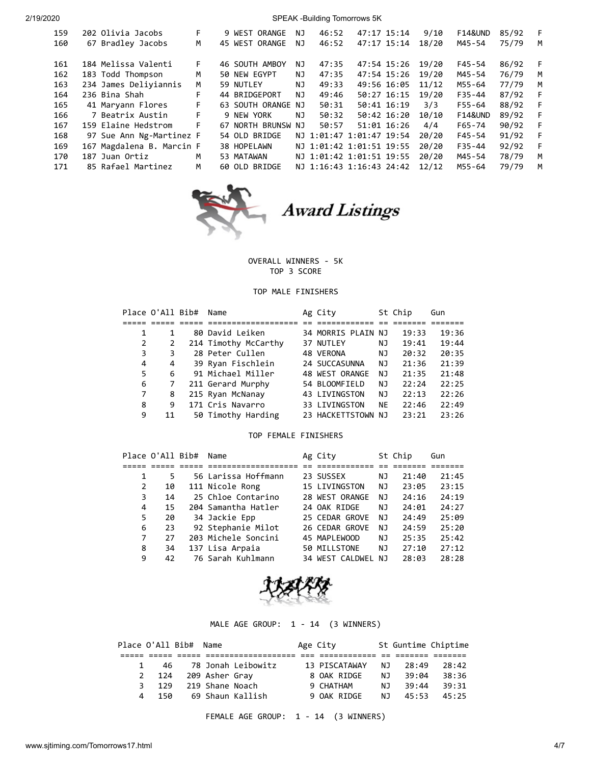| | | | | | | | | | | | | |
|---|---|---|---|---|---|---|---|---|---|---|---|---|
| 159 | 202 | Olivia Jacobs | F | 9 | WEST ORANGE | NJ | 46:52 | 47:17 | 15:14 | 9/10 | F14&UND | 85/92 F |
| 160 | 67 | Bradley Jacobs | M | 45 | WEST ORANGE | NJ | 46:52 | 47:17 | 15:14 | 18/20 | M45-54 | 75/79 M |
| 161 | 184 | Melissa Valenti | F | 46 | SOUTH AMBOY | NJ | 47:35 | 47:54 | 15:26 | 19/20 | F45-54 | 86/92 F |
| 162 | 183 | Todd Thompson | M | 50 | NEW EGYPT | NJ | 47:35 | 47:54 | 15:26 | 19/20 | M45-54 | 76/79 M |
| 163 | 234 | James Deliyiannis | M | 59 | NUTLEY | NJ | 49:33 | 49:56 | 16:05 | 11/12 | M55-64 | 77/79 M |
| 164 | 236 | Bina Shah | F | 44 | BRIDGEPORT | NJ | 49:46 | 50:27 | 16:15 | 19/20 | F35-44 | 87/92 F |
| 165 | 41 | Maryann Flores | F | 63 | SOUTH ORANGE | NJ | 50:31 | 50:41 | 16:19 | 3/3 | F55-64 | 88/92 F |
| 166 | 7 | Beatrix Austin | F | 9 | NEW YORK | NJ | 50:32 | 50:42 | 16:20 | 10/10 | F14&UND | 89/92 F |
| 167 | 159 | Elaine Hedstrom | F | 67 | NORTH BRUNSW | NJ | 50:57 | 51:01 | 16:26 | 4/4 | F65-74 | 90/92 F |
| 168 | 97 | Sue Ann Ng-Martinez | F | 54 | OLD BRIDGE | NJ | 1:01:47 | 1:01:47 | 19:54 | 20/20 | F45-54 | 91/92 F |
| 169 | 167 | Magdalena B. Marcin | F | 38 | HOPELAWN | NJ | 1:01:42 | 1:01:51 | 19:55 | 20/20 | F35-44 | 92/92 F |
| 170 | 187 | Juan Ortiz | M | 53 | MATAWAN | NJ | 1:01:42 | 1:01:51 | 19:55 | 20/20 | M45-54 | 78/79 M |
| 171 | 85 | Rafael Martinez | M | 60 | OLD BRIDGE | NJ | 1:16:43 | 1:16:43 | 24:42 | 12/12 | M55-64 | 79/79 M |

# Award Listings

OVERALL WINNERS - 5K
TOP 3 SCORE

## TOP MALE FINISHERS

| Place | O'All | Bib# | Name | Ag | City | St | Chip | Gun |
|---|---|---|---|---|---|---|---|---|
| 1 | 1 | 80 | David Leiken | 34 | MORRIS PLAIN | NJ | 19:33 | 19:36 |
| 2 | 2 | 214 | Timothy McCarthy | 37 | NUTLEY | NJ | 19:41 | 19:44 |
| 3 | 3 | 28 | Peter Cullen | 48 | VERONA | NJ | 20:32 | 20:35 |
| 4 | 4 | 39 | Ryan Fischlein | 24 | SUCCASUNNA | NJ | 21:36 | 21:39 |
| 5 | 6 | 91 | Michael Miller | 48 | WEST ORANGE | NJ | 21:35 | 21:48 |
| 6 | 7 | 211 | Gerard Murphy | 54 | BLOOMFIELD | NJ | 22:24 | 22:25 |
| 7 | 8 | 215 | Ryan McNanay | 43 | LIVINGSTON | NJ | 22:13 | 22:26 |
| 8 | 9 | 171 | Cris Navarro | 33 | LIVINGSTON | NE | 22:46 | 22:49 |
| 9 | 11 | 50 | Timothy Harding | 23 | HACKETTSTOWN | NJ | 23:21 | 23:26 |

## TOP FEMALE FINISHERS

| Place | O'All | Bib# | Name | Ag | City | St | Chip | Gun |
|---|---|---|---|---|---|---|---|---|
| 1 | 5 | 56 | Larissa Hoffmann | 23 | SUSSEX | NJ | 21:40 | 21:45 |
| 2 | 10 | 111 | Nicole Rong | 15 | LIVINGSTON | NJ | 23:05 | 23:15 |
| 3 | 14 | 25 | Chloe Contarino | 28 | WEST ORANGE | NJ | 24:16 | 24:19 |
| 4 | 15 | 204 | Samantha Hatler | 24 | OAK RIDGE | NJ | 24:01 | 24:27 |
| 5 | 20 | 34 | Jackie Epp | 25 | CEDAR GROVE | NJ | 24:49 | 25:09 |
| 6 | 23 | 92 | Stephanie Milot | 26 | CEDAR GROVE | NJ | 24:59 | 25:20 |
| 7 | 27 | 203 | Michele Soncini | 45 | MAPLEWOOD | NJ | 25:35 | 25:42 |
| 8 | 34 | 137 | Lisa Arpaia | 50 | MILLSTONE | NJ | 27:10 | 27:12 |
| 9 | 42 | 76 | Sarah Kuhlmann | 34 | WEST CALDWEL | NJ | 28:03 | 28:28 |

## MALE AGE GROUP: 1 - 14 (3 WINNERS)

| Place | O'All | Bib# | Name | Age | City | St | Guntime | Chiptime |
|---|---|---|---|---|---|---|---|---|
| 1 | 46 | 78 | Jonah Leibowitz | 13 | PISCATAWAY | NJ | 28:49 | 28:42 |
| 2 | 124 | 209 | Asher Gray | 8 | OAK RIDGE | NJ | 39:04 | 38:36 |
| 3 | 129 | 219 | Shane Noach | 9 | CHATHAM | NJ | 39:44 | 39:31 |
| 4 | 150 | 69 | Shaun Kallish | 9 | OAK RIDGE | NJ | 45:53 | 45:25 |

## FEMALE AGE GROUP: 1 - 14 (3 WINNERS)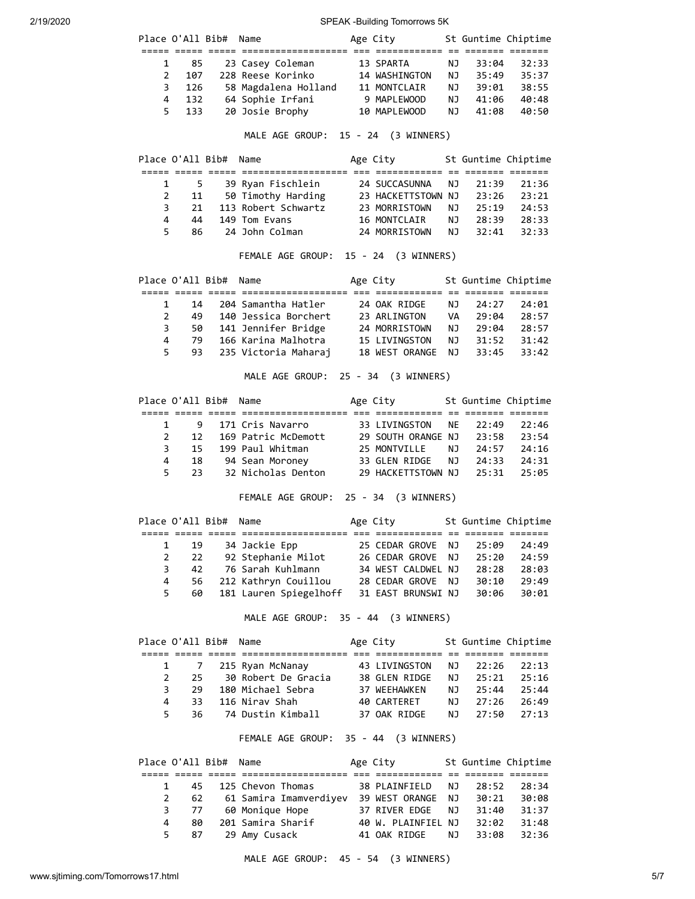| Place | O'All | Bib# | Name | Age | City | St | Guntime | Chiptime |
|---|---|---|---|---|---|---|---|---|
| 1 | 85 | 23 | Casey Coleman | 13 | SPARTA | NJ | 33:04 | 32:33 |
| 2 | 107 | 228 | Reese Korinko | 14 | WASHINGTON | NJ | 35:49 | 35:37 |
| 3 | 126 | 58 | Magdalena Holland | 11 | MONTCLAIR | NJ | 39:01 | 38:55 |
| 4 | 132 | 64 | Sophie Irfani | 9 | MAPLEWOOD | NJ | 41:06 | 40:48 |
| 5 | 133 | 20 | Josie Brophy | 10 | MAPLEWOOD | NJ | 41:08 | 40:50 |

MALE AGE GROUP: 15 - 24 (3 WINNERS)

| Place | O'All | Bib# | Name | Age | City | St | Guntime | Chiptime |
|---|---|---|---|---|---|---|---|---|
| 1 | 5 | 39 | Ryan Fischlein | 24 | SUCCASUNNA | NJ | 21:39 | 21:36 |
| 2 | 11 | 50 | Timothy Harding | 23 | HACKETTSTOWN | NJ | 23:26 | 23:21 |
| 3 | 21 | 113 | Robert Schwartz | 23 | MORRISTOWN | NJ | 25:19 | 24:53 |
| 4 | 44 | 149 | Tom Evans | 16 | MONTCLAIR | NJ | 28:39 | 28:33 |
| 5 | 86 | 24 | John Colman | 24 | MORRISTOWN | NJ | 32:41 | 32:33 |

FEMALE AGE GROUP: 15 - 24 (3 WINNERS)

| Place | O'All | Bib# | Name | Age | City | St | Guntime | Chiptime |
|---|---|---|---|---|---|---|---|---|
| 1 | 14 | 204 | Samantha Hatler | 24 | OAK RIDGE | NJ | 24:27 | 24:01 |
| 2 | 49 | 140 | Jessica Borchert | 23 | ARLINGTON | VA | 29:04 | 28:57 |
| 3 | 50 | 141 | Jennifer Bridge | 24 | MORRISTOWN | NJ | 29:04 | 28:57 |
| 4 | 79 | 166 | Karina Malhotra | 15 | LIVINGSTON | NJ | 31:52 | 31:42 |
| 5 | 93 | 235 | Victoria Maharaj | 18 | WEST ORANGE | NJ | 33:45 | 33:42 |

MALE AGE GROUP: 25 - 34 (3 WINNERS)

| Place | O'All | Bib# | Name | Age | City | St | Guntime | Chiptime |
|---|---|---|---|---|---|---|---|---|
| 1 | 9 | 171 | Cris Navarro | 33 | LIVINGSTON | NE | 22:49 | 22:46 |
| 2 | 12 | 169 | Patric McDemott | 29 | SOUTH ORANGE | NJ | 23:58 | 23:54 |
| 3 | 15 | 199 | Paul Whitman | 25 | MONTVILLE | NJ | 24:57 | 24:16 |
| 4 | 18 | 94 | Sean Moroney | 33 | GLEN RIDGE | NJ | 24:33 | 24:31 |
| 5 | 23 | 32 | Nicholas Denton | 29 | HACKETTSTOWN | NJ | 25:31 | 25:05 |

FEMALE AGE GROUP: 25 - 34 (3 WINNERS)

| Place | O'All | Bib# | Name | Age | City | St | Guntime | Chiptime |
|---|---|---|---|---|---|---|---|---|
| 1 | 19 | 34 | Jackie Epp | 25 | CEDAR GROVE | NJ | 25:09 | 24:49 |
| 2 | 22 | 92 | Stephanie Milot | 26 | CEDAR GROVE | NJ | 25:20 | 24:59 |
| 3 | 42 | 76 | Sarah Kuhlmann | 34 | WEST CALDWEL | NJ | 28:28 | 28:03 |
| 4 | 56 | 212 | Kathryn Couillou | 28 | CEDAR GROVE | NJ | 30:10 | 29:49 |
| 5 | 60 | 181 | Lauren Spiegelhoff | 31 | EAST BRUNSWI | NJ | 30:06 | 30:01 |

MALE AGE GROUP: 35 - 44 (3 WINNERS)

| Place | O'All | Bib# | Name | Age | City | St | Guntime | Chiptime |
|---|---|---|---|---|---|---|---|---|
| 1 | 7 | 215 | Ryan McNanay | 43 | LIVINGSTON | NJ | 22:26 | 22:13 |
| 2 | 25 | 30 | Robert De Gracia | 38 | GLEN RIDGE | NJ | 25:21 | 25:16 |
| 3 | 29 | 180 | Michael Sebra | 37 | WEEHAWKEN | NJ | 25:44 | 25:44 |
| 4 | 33 | 116 | Nirav Shah | 40 | CARTERET | NJ | 27:26 | 26:49 |
| 5 | 36 | 74 | Dustin Kimball | 37 | OAK RIDGE | NJ | 27:50 | 27:13 |

FEMALE AGE GROUP: 35 - 44 (3 WINNERS)

| Place | O'All | Bib# | Name | Age | City | St | Guntime | Chiptime |
|---|---|---|---|---|---|---|---|---|
| 1 | 45 | 125 | Chevon Thomas | 38 | PLAINFIELD | NJ | 28:52 | 28:34 |
| 2 | 62 | 61 | Samira Imamverdiyev | 39 | WEST ORANGE | NJ | 30:21 | 30:08 |
| 3 | 77 | 60 | Monique Hope | 37 | RIVER EDGE | NJ | 31:40 | 31:37 |
| 4 | 80 | 201 | Samira Sharif | 40 | W. PLAINFIEL | NJ | 32:02 | 31:48 |
| 5 | 87 | 29 | Amy Cusack | 41 | OAK RIDGE | NJ | 33:08 | 32:36 |

MALE AGE GROUP: 45 - 54 (3 WINNERS)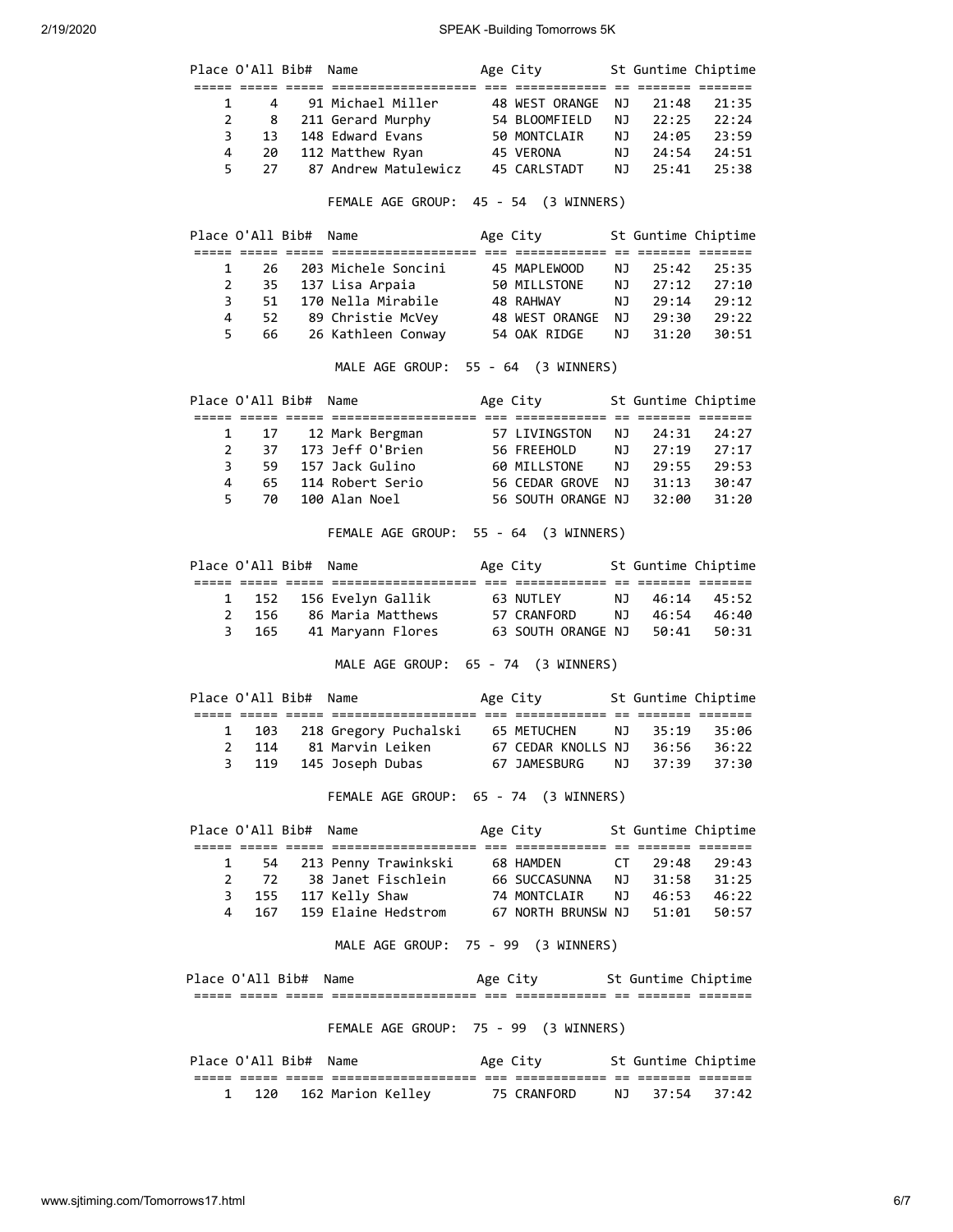| Place | O'All | Bib# | Name | Age | City | St | Guntime | Chiptime |
|---|---|---|---|---|---|---|---|---|
| 1 | 4 | 91 | Michael Miller | 48 | WEST ORANGE | NJ | 21:48 | 21:35 |
| 2 | 8 | 211 | Gerard Murphy | 54 | BLOOMFIELD | NJ | 22:25 | 22:24 |
| 3 | 13 | 148 | Edward Evans | 50 | MONTCLAIR | NJ | 24:05 | 23:59 |
| 4 | 20 | 112 | Matthew Ryan | 45 | VERONA | NJ | 24:54 | 24:51 |
| 5 | 27 | 87 | Andrew Matulewicz | 45 | CARLSTADT | NJ | 25:41 | 25:38 |

FEMALE AGE GROUP: 45 - 54 (3 WINNERS)

| Place | O'All | Bib# | Name | Age | City | St | Guntime | Chiptime |
|---|---|---|---|---|---|---|---|---|
| 1 | 26 | 203 | Michele Soncini | 45 | MAPLEWOOD | NJ | 25:42 | 25:35 |
| 2 | 35 | 137 | Lisa Arpaia | 50 | MILLSTONE | NJ | 27:12 | 27:10 |
| 3 | 51 | 170 | Nella Mirabile | 48 | RAHWAY | NJ | 29:14 | 29:12 |
| 4 | 52 | 89 | Christie McVey | 48 | WEST ORANGE | NJ | 29:30 | 29:22 |
| 5 | 66 | 26 | Kathleen Conway | 54 | OAK RIDGE | NJ | 31:20 | 30:51 |

MALE AGE GROUP: 55 - 64 (3 WINNERS)

| Place | O'All | Bib# | Name | Age | City | St | Guntime | Chiptime |
|---|---|---|---|---|---|---|---|---|
| 1 | 17 | 12 | Mark Bergman | 57 | LIVINGSTON | NJ | 24:31 | 24:27 |
| 2 | 37 | 173 | Jeff O'Brien | 56 | FREEHOLD | NJ | 27:19 | 27:17 |
| 3 | 59 | 157 | Jack Gulino | 60 | MILLSTONE | NJ | 29:55 | 29:53 |
| 4 | 65 | 114 | Robert Serio | 56 | CEDAR GROVE | NJ | 31:13 | 30:47 |
| 5 | 70 | 100 | Alan Noel | 56 | SOUTH ORANGE | NJ | 32:00 | 31:20 |

FEMALE AGE GROUP: 55 - 64 (3 WINNERS)

| Place | O'All | Bib# | Name | Age | City | St | Guntime | Chiptime |
|---|---|---|---|---|---|---|---|---|
| 1 | 152 | 156 | Evelyn Gallik | 63 | NUTLEY | NJ | 46:14 | 45:52 |
| 2 | 156 | 86 | Maria Matthews | 57 | CRANFORD | NJ | 46:54 | 46:40 |
| 3 | 165 | 41 | Maryann Flores | 63 | SOUTH ORANGE | NJ | 50:41 | 50:31 |

MALE AGE GROUP: 65 - 74 (3 WINNERS)

| Place | O'All | Bib# | Name | Age | City | St | Guntime | Chiptime |
|---|---|---|---|---|---|---|---|---|
| 1 | 103 | 218 | Gregory Puchalski | 65 | METUCHEN | NJ | 35:19 | 35:06 |
| 2 | 114 | 81 | Marvin Leiken | 67 | CEDAR KNOLLS | NJ | 36:56 | 36:22 |
| 3 | 119 | 145 | Joseph Dubas | 67 | JAMESBURG | NJ | 37:39 | 37:30 |

FEMALE AGE GROUP: 65 - 74 (3 WINNERS)

| Place | O'All | Bib# | Name | Age | City | St | Guntime | Chiptime |
|---|---|---|---|---|---|---|---|---|
| 1 | 54 | 213 | Penny Trawinkski | 68 | HAMDEN | CT | 29:48 | 29:43 |
| 2 | 72 | 38 | Janet Fischlein | 66 | SUCCASUNNA | NJ | 31:58 | 31:25 |
| 3 | 155 | 117 | Kelly Shaw | 74 | MONTCLAIR | NJ | 46:53 | 46:22 |
| 4 | 167 | 159 | Elaine Hedstrom | 67 | NORTH BRUNSW | NJ | 51:01 | 50:57 |

MALE AGE GROUP: 75 - 99 (3 WINNERS)

| Place | O'All | Bib# | Name | Age | City | St | Guntime | Chiptime |
|---|---|---|---|---|---|---|---|---|

FEMALE AGE GROUP: 75 - 99 (3 WINNERS)

| Place | O'All | Bib# | Name | Age | City | St | Guntime | Chiptime |
|---|---|---|---|---|---|---|---|---|
| 1 | 120 | 162 | Marion Kelley | 75 | CRANFORD | NJ | 37:54 | 37:42 |